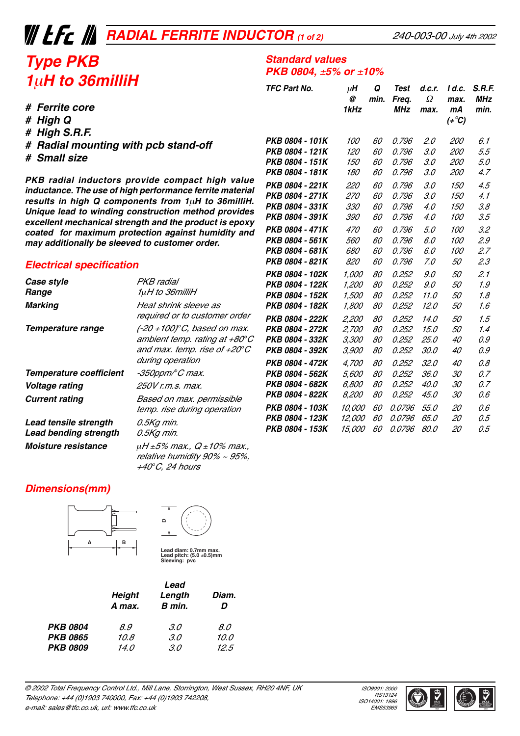# RADIAL FERRITE INDUCTOR (1 of 2)

240-003-00 July 4th 2002

## Type PKB
## 1µH to 36milliH

- # Ferrite core
- # High Q
- # High S.R.F.
- # Radial mounting with pcb stand-off
- # Small size

**PKB radial inductors provide compact high value inductance. The use of high performance ferrite material results in high Q components from 1µH to 36milliH. Unique lead to winding construction method provides excellent mechanical strength and the product is epoxy coated for maximum protection against humidity and may additionally be sleeved to customer order.**

## Electrical specification

| | |
|---|---|
| **Case style** | PKB radial |
| **Range** | 1µH to 36milliH |
| **Marking** | Heat shrink sleeve as required or to customer order |
| **Temperature range** | (-20 +100)°C, based on max. ambient temp. rating at +80°C and max. temp. rise of +20°C during operation |
| **Temperature coefficient** | -350ppm/°C max. |
| **Voltage rating** | 250V r.m.s. max. |
| **Current rating** | Based on max. permissible temp. rise during operation |
| **Lead tensile strength** | 0.5Kg min. |
| **Lead bending strength** | 0.5Kg min. |
| **Moisture resistance** | µH ±5% max., Q ±10% max., relative humidity 90% ~ 95%, +40°C, 24 hours |

## Standard values
## PKB 0804, ±5% or ±10%

| TFC Part No. | µH @ 1kHz | Q min. | Test Freq. MHz | d.c.r. Ω max. | I d.c. max. mA (+°C) | S.R.F. MHz min. |
|---|---|---|---|---|---|---|
| PKB 0804 - 101K | 100 | 60 | 0.796 | 2.0 | 200 | 6.1 |
| PKB 0804 - 121K | 120 | 60 | 0.796 | 3.0 | 200 | 5.5 |
| PKB 0804 - 151K | 150 | 60 | 0.796 | 3.0 | 200 | 5.0 |
| PKB 0804 - 181K | 180 | 60 | 0.796 | 3.0 | 200 | 4.7 |
| PKB 0804 - 221K | 220 | 60 | 0.796 | 3.0 | 150 | 4.5 |
| PKB 0804 - 271K | 270 | 60 | 0.796 | 3.0 | 150 | 4.1 |
| PKB 0804 - 331K | 330 | 60 | 0.796 | 4.0 | 150 | 3.8 |
| PKB 0804 - 391K | 390 | 60 | 0.796 | 4.0 | 100 | 3.5 |
| PKB 0804 - 471K | 470 | 60 | 0.796 | 5.0 | 100 | 3.2 |
| PKB 0804 - 561K | 560 | 60 | 0.796 | 6.0 | 100 | 2.9 |
| PKB 0804 - 681K | 680 | 60 | 0.796 | 6.0 | 100 | 2.7 |
| PKB 0804 - 821K | 820 | 60 | 0.796 | 7.0 | 50 | 2.3 |
| PKB 0804 - 102K | 1,000 | 80 | 0.252 | 9.0 | 50 | 2.1 |
| PKB 0804 - 122K | 1,200 | 80 | 0.252 | 9.0 | 50 | 1.9 |
| PKB 0804 - 152K | 1,500 | 80 | 0.252 | 11.0 | 50 | 1.8 |
| PKB 0804 - 182K | 1,800 | 80 | 0.252 | 12.0 | 50 | 1.6 |
| PKB 0804 - 222K | 2,200 | 80 | 0.252 | 14.0 | 50 | 1.5 |
| PKB 0804 - 272K | 2,700 | 80 | 0.252 | 15.0 | 50 | 1.4 |
| PKB 0804 - 332K | 3,300 | 80 | 0.252 | 25.0 | 40 | 0.9 |
| PKB 0804 - 392K | 3,900 | 80 | 0.252 | 30.0 | 40 | 0.9 |
| PKB 0804 - 472K | 4,700 | 80 | 0.252 | 32.0 | 40 | 0.8 |
| PKB 0804 - 562K | 5,600 | 80 | 0.252 | 36.0 | 30 | 0.7 |
| PKB 0804 - 682K | 6,800 | 80 | 0.252 | 40.0 | 30 | 0.7 |
| PKB 0804 - 822K | 8,200 | 80 | 0.252 | 45.0 | 30 | 0.6 |
| PKB 0804 - 103K | 10,000 | 60 | 0.0796 | 55.0 | 20 | 0.6 |
| PKB 0804 - 123K | 12,000 | 60 | 0.0796 | 65.0 | 20 | 0.5 |
| PKB 0804 - 153K | 15,000 | 60 | 0.0796 | 80.0 | 20 | 0.5 |

## Dimensions(mm)

A
B
D

Lead diam: 0.7mm max.
Lead pitch: (5.0 ±0.5)mm
Sleeving: pvc

| | Height A max. | Lead Length B min. | Diam. D |
|---|---|---|---|
| PKB 0804 | 8.9 | 3.0 | 8.0 |
| PKB 0865 | 10.8 | 3.0 | 10.0 |
| PKB 0809 | 14.0 | 3.0 | 12.5 |

© 2002 Total Frequency Control Ltd., Mill Lane, Storrington, West Sussex, RH20 4NF, UK
Telephone: +44 (0)1903 740000, Fax: +44 (0)1903 742208,
e-mail: sales@tfc.co.uk, url: www.tfc.co.uk

ISO9001: 2000
RS13124
ISO14001: 1996
EMS53965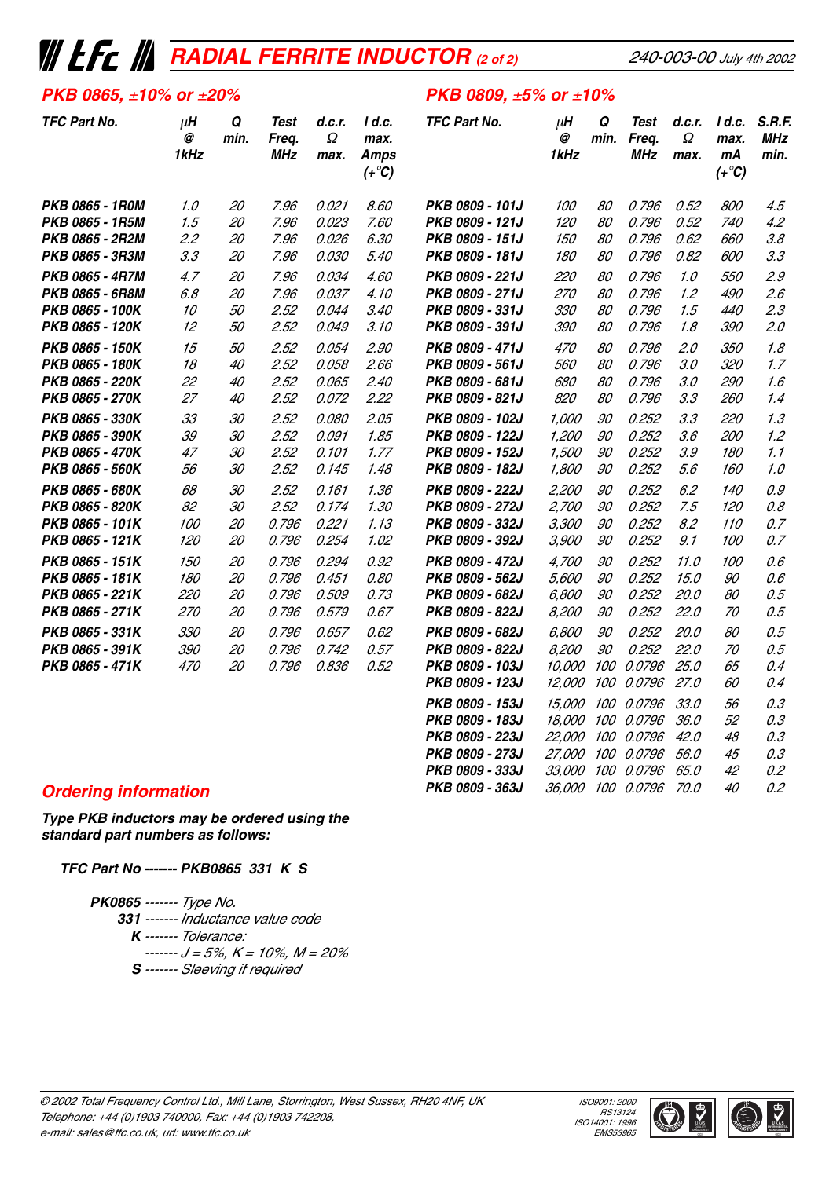# RADIAL FERRITE INDUCTOR (2 of 2)

240-003-00 July 4th 2002

## PKB 0865, ±10% or ±20%

| TFC Part No. | µH @ 1kHz | Q min. | Test Freq. MHz | d.c.r. Ω max. | I d.c. max. Amps (+°C) |
|---|---|---|---|---|---|
| PKB 0865 - 1R0M | 1.0 | 20 | 7.96 | 0.021 | 8.60 |
| PKB 0865 - 1R5M | 1.5 | 20 | 7.96 | 0.023 | 7.60 |
| PKB 0865 - 2R2M | 2.2 | 20 | 7.96 | 0.026 | 6.30 |
| PKB 0865 - 3R3M | 3.3 | 20 | 7.96 | 0.030 | 5.40 |
| PKB 0865 - 4R7M | 4.7 | 20 | 7.96 | 0.034 | 4.60 |
| PKB 0865 - 6R8M | 6.8 | 20 | 7.96 | 0.037 | 4.10 |
| PKB 0865 - 100K | 10 | 50 | 2.52 | 0.044 | 3.40 |
| PKB 0865 - 120K | 12 | 50 | 2.52 | 0.049 | 3.10 |
| PKB 0865 - 150K | 15 | 50 | 2.52 | 0.054 | 2.90 |
| PKB 0865 - 180K | 18 | 40 | 2.52 | 0.058 | 2.66 |
| PKB 0865 - 220K | 22 | 40 | 2.52 | 0.065 | 2.40 |
| PKB 0865 - 270K | 27 | 40 | 2.52 | 0.072 | 2.22 |
| PKB 0865 - 330K | 33 | 30 | 2.52 | 0.080 | 2.05 |
| PKB 0865 - 390K | 39 | 30 | 2.52 | 0.091 | 1.85 |
| PKB 0865 - 470K | 47 | 30 | 2.52 | 0.101 | 1.77 |
| PKB 0865 - 560K | 56 | 30 | 2.52 | 0.145 | 1.48 |
| PKB 0865 - 680K | 68 | 30 | 2.52 | 0.161 | 1.36 |
| PKB 0865 - 820K | 82 | 30 | 2.52 | 0.174 | 1.30 |
| PKB 0865 - 101K | 100 | 20 | 0.796 | 0.221 | 1.13 |
| PKB 0865 - 121K | 120 | 20 | 0.796 | 0.254 | 1.02 |
| PKB 0865 - 151K | 150 | 20 | 0.796 | 0.294 | 0.92 |
| PKB 0865 - 181K | 180 | 20 | 0.796 | 0.451 | 0.80 |
| PKB 0865 - 221K | 220 | 20 | 0.796 | 0.509 | 0.73 |
| PKB 0865 - 271K | 270 | 20 | 0.796 | 0.579 | 0.67 |
| PKB 0865 - 331K | 330 | 20 | 0.796 | 0.657 | 0.62 |
| PKB 0865 - 391K | 390 | 20 | 0.796 | 0.742 | 0.57 |
| PKB 0865 - 471K | 470 | 20 | 0.796 | 0.836 | 0.52 |

## PKB 0809, ±5% or ±10%

| TFC Part No. | µH @ 1kHz | Q min. | Test Freq. MHz | d.c.r. Ω max. | I d.c. max. mA (+°C) | S.R.F. MHz min. |
|---|---|---|---|---|---|---|
| PKB 0809 - 101J | 100 | 80 | 0.796 | 0.52 | 800 | 4.5 |
| PKB 0809 - 121J | 120 | 80 | 0.796 | 0.52 | 740 | 4.2 |
| PKB 0809 - 151J | 150 | 80 | 0.796 | 0.62 | 660 | 3.8 |
| PKB 0809 - 181J | 180 | 80 | 0.796 | 0.82 | 600 | 3.3 |
| PKB 0809 - 221J | 220 | 80 | 0.796 | 1.0 | 550 | 2.9 |
| PKB 0809 - 271J | 270 | 80 | 0.796 | 1.2 | 490 | 2.6 |
| PKB 0809 - 331J | 330 | 80 | 0.796 | 1.5 | 440 | 2.3 |
| PKB 0809 - 391J | 390 | 80 | 0.796 | 1.8 | 390 | 2.0 |
| PKB 0809 - 471J | 470 | 80 | 0.796 | 2.0 | 350 | 1.8 |
| PKB 0809 - 561J | 560 | 80 | 0.796 | 3.0 | 320 | 1.7 |
| PKB 0809 - 681J | 680 | 80 | 0.796 | 3.0 | 290 | 1.6 |
| PKB 0809 - 821J | 820 | 80 | 0.796 | 3.3 | 260 | 1.4 |
| PKB 0809 - 102J | 1,000 | 90 | 0.252 | 3.3 | 220 | 1.3 |
| PKB 0809 - 122J | 1,200 | 90 | 0.252 | 3.6 | 200 | 1.2 |
| PKB 0809 - 152J | 1,500 | 90 | 0.252 | 3.9 | 180 | 1.1 |
| PKB 0809 - 182J | 1,800 | 90 | 0.252 | 5.6 | 160 | 1.0 |
| PKB 0809 - 222J | 2,200 | 90 | 0.252 | 6.2 | 140 | 0.9 |
| PKB 0809 - 272J | 2,700 | 90 | 0.252 | 7.5 | 120 | 0.8 |
| PKB 0809 - 332J | 3,300 | 90 | 0.252 | 8.2 | 110 | 0.7 |
| PKB 0809 - 392J | 3,900 | 90 | 0.252 | 9.1 | 100 | 0.7 |
| PKB 0809 - 472J | 4,700 | 90 | 0.252 | 11.0 | 100 | 0.6 |
| PKB 0809 - 562J | 5,600 | 90 | 0.252 | 15.0 | 90 | 0.6 |
| PKB 0809 - 682J | 6,800 | 90 | 0.252 | 20.0 | 80 | 0.5 |
| PKB 0809 - 822J | 8,200 | 90 | 0.252 | 22.0 | 70 | 0.5 |
| PKB 0809 - 682J | 6,800 | 90 | 0.252 | 20.0 | 80 | 0.5 |
| PKB 0809 - 822J | 8,200 | 90 | 0.252 | 22.0 | 70 | 0.5 |
| PKB 0809 - 103J | 10,000 | 100 | 0.0796 | 25.0 | 65 | 0.4 |
| PKB 0809 - 123J | 12,000 | 100 | 0.0796 | 27.0 | 60 | 0.4 |
| PKB 0809 - 153J | 15,000 | 100 | 0.0796 | 33.0 | 56 | 0.3 |
| PKB 0809 - 183J | 18,000 | 100 | 0.0796 | 36.0 | 52 | 0.3 |
| PKB 0809 - 223J | 22,000 | 100 | 0.0796 | 42.0 | 48 | 0.3 |
| PKB 0809 - 273J | 27,000 | 100 | 0.0796 | 56.0 | 45 | 0.3 |
| PKB 0809 - 333J | 33,000 | 100 | 0.0796 | 65.0 | 42 | 0.2 |
| PKB 0809 - 363J | 36,000 | 100 | 0.0796 | 70.0 | 40 | 0.2 |

## Ordering information

***Type PKB inductors may be ordered using the standard part numbers as follows:***

**TFC Part No ------- PKB0865 331 K S**

- **PK0865** ------- *Type No.*
- **331** ------- *Inductance value code*
- **K** ------- *Tolerance:*
  - ------- *J = 5%, K = 10%, M = 20%*
- **S** ------- *Sleeving if required*

© 2002 Total Frequency Control Ltd., Mill Lane, Storrington, West Sussex, RH20 4NF, UK
Telephone: +44 (0)1903 740000, Fax: +44 (0)1903 742208,
e-mail: sales@tfc.co.uk, url: www.tfc.co.uk

ISO9001: 2000 RS13124
ISO14001: 1996 EMS53965